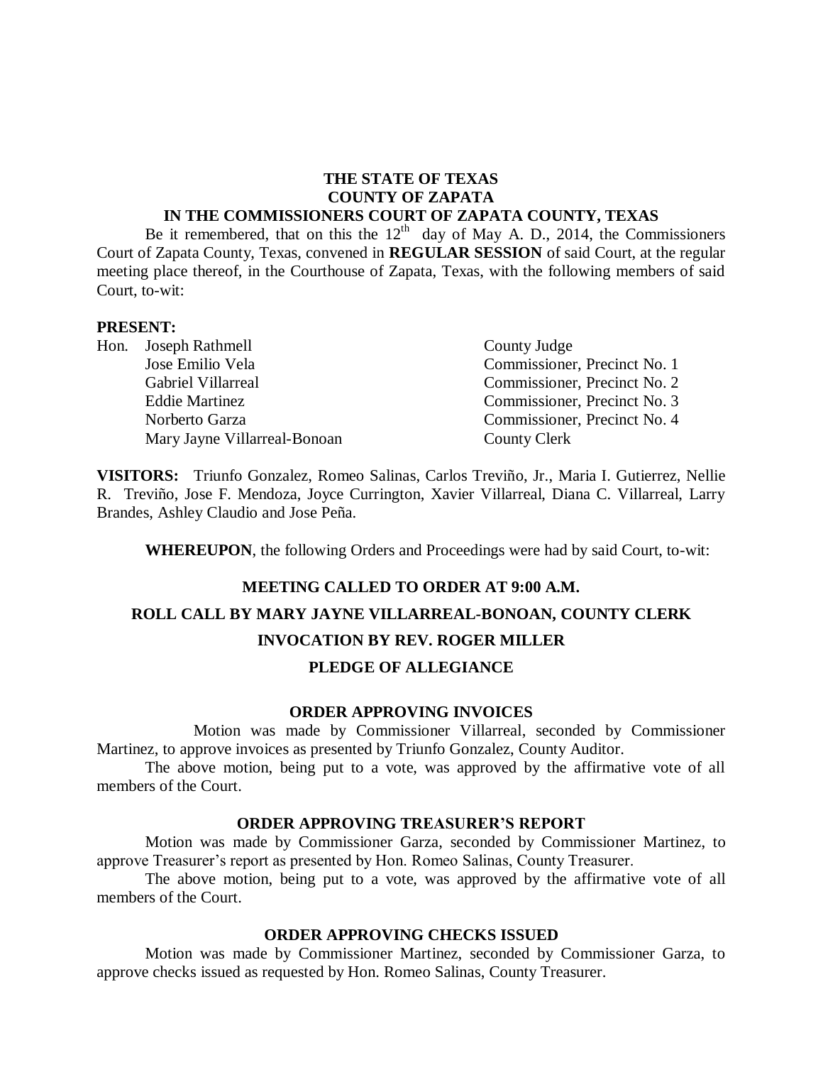**THE STATE OF TEXAS**
**COUNTY OF ZAPATA**
**IN THE COMMISSIONERS COURT OF ZAPATA COUNTY, TEXAS**

Be it remembered, that on this the 12th day of May A. D., 2014, the Commissioners Court of Zapata County, Texas, convened in **REGULAR SESSION** of said Court, at the regular meeting place thereof, in the Courthouse of Zapata, Texas, with the following members of said Court, to-wit:

**PRESENT:**

| | |
|---|---|
| Hon. Joseph Rathmell | County Judge |
| Jose Emilio Vela | Commissioner, Precinct No. 1 |
| Gabriel Villarreal | Commissioner, Precinct No. 2 |
| Eddie Martinez | Commissioner, Precinct No. 3 |
| Norberto Garza | Commissioner, Precinct No. 4 |
| Mary Jayne Villarreal-Bonoan | County Clerk |

**VISITORS:** Triunfo Gonzalez, Romeo Salinas, Carlos Treviño, Jr., Maria I. Gutierrez, Nellie R. Treviño, Jose F. Mendoza, Joyce Currington, Xavier Villarreal, Diana C. Villarreal, Larry Brandes, Ashley Claudio and Jose Peña.

**WHEREUPON**, the following Orders and Proceedings were had by said Court, to-wit:

**MEETING CALLED TO ORDER AT 9:00 A.M.**

**ROLL CALL BY MARY JAYNE VILLARREAL-BONOAN, COUNTY CLERK**

**INVOCATION BY REV. ROGER MILLER**

**PLEDGE OF ALLEGIANCE**

**ORDER APPROVING INVOICES**

Motion was made by Commissioner Villarreal, seconded by Commissioner Martinez, to approve invoices as presented by Triunfo Gonzalez, County Auditor.

The above motion, being put to a vote, was approved by the affirmative vote of all members of the Court.

**ORDER APPROVING TREASURER'S REPORT**

Motion was made by Commissioner Garza, seconded by Commissioner Martinez, to approve Treasurer's report as presented by Hon. Romeo Salinas, County Treasurer.

The above motion, being put to a vote, was approved by the affirmative vote of all members of the Court.

**ORDER APPROVING CHECKS ISSUED**

Motion was made by Commissioner Martinez, seconded by Commissioner Garza, to approve checks issued as requested by Hon. Romeo Salinas, County Treasurer.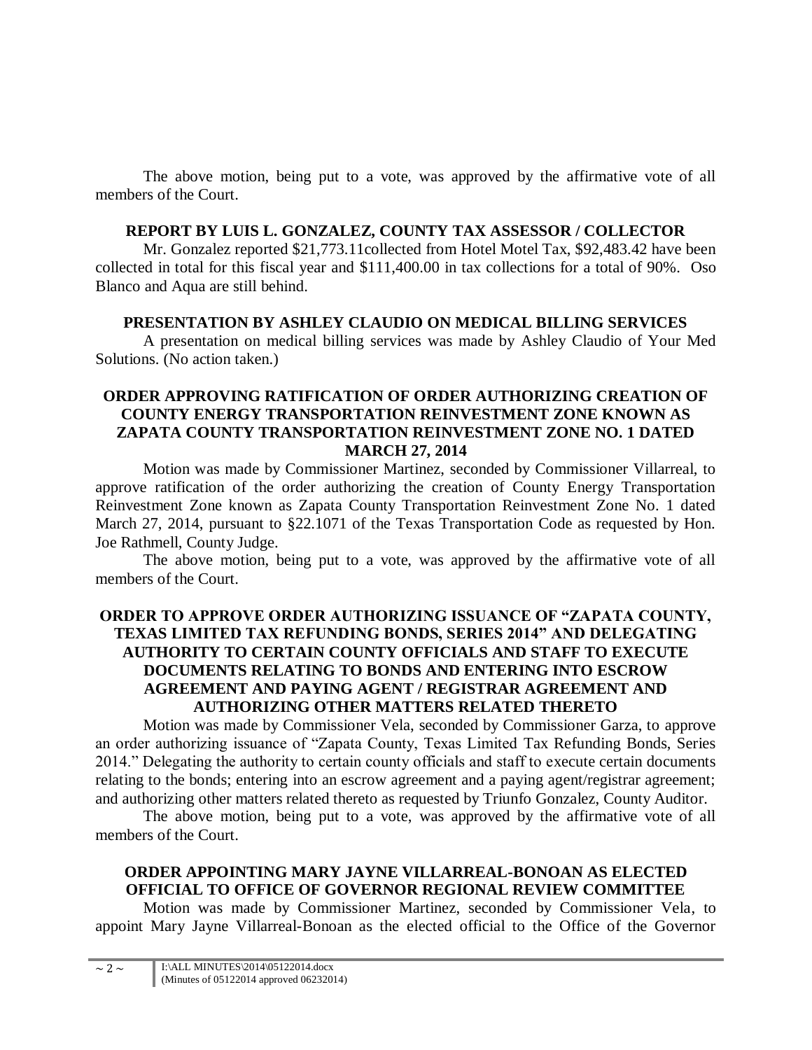The above motion, being put to a vote, was approved by the affirmative vote of all members of the Court.

### REPORT BY LUIS L. GONZALEZ, COUNTY TAX ASSESSOR / COLLECTOR

Mr. Gonzalez reported $21,773.11collected from Hotel Motel Tax, $92,483.42 have been collected in total for this fiscal year and $111,400.00 in tax collections for a total of 90%. Oso Blanco and Aqua are still behind.

### PRESENTATION BY ASHLEY CLAUDIO ON MEDICAL BILLING SERVICES

A presentation on medical billing services was made by Ashley Claudio of Your Med Solutions. (No action taken.)

### ORDER APPROVING RATIFICATION OF ORDER AUTHORIZING CREATION OF COUNTY ENERGY TRANSPORTATION REINVESTMENT ZONE KNOWN AS ZAPATA COUNTY TRANSPORTATION REINVESTMENT ZONE NO. 1 DATED MARCH 27, 2014

Motion was made by Commissioner Martinez, seconded by Commissioner Villarreal, to approve ratification of the order authorizing the creation of County Energy Transportation Reinvestment Zone known as Zapata County Transportation Reinvestment Zone No. 1 dated March 27, 2014, pursuant to §22.1071 of the Texas Transportation Code as requested by Hon. Joe Rathmell, County Judge.

The above motion, being put to a vote, was approved by the affirmative vote of all members of the Court.

### ORDER TO APPROVE ORDER AUTHORIZING ISSUANCE OF "ZAPATA COUNTY, TEXAS LIMITED TAX REFUNDING BONDS, SERIES 2014" AND DELEGATING AUTHORITY TO CERTAIN COUNTY OFFICIALS AND STAFF TO EXECUTE DOCUMENTS RELATING TO BONDS AND ENTERING INTO ESCROW AGREEMENT AND PAYING AGENT / REGISTRAR AGREEMENT AND AUTHORIZING OTHER MATTERS RELATED THERETO

Motion was made by Commissioner Vela, seconded by Commissioner Garza, to approve an order authorizing issuance of "Zapata County, Texas Limited Tax Refunding Bonds, Series 2014." Delegating the authority to certain county officials and staff to execute certain documents relating to the bonds; entering into an escrow agreement and a paying agent/registrar agreement; and authorizing other matters related thereto as requested by Triunfo Gonzalez, County Auditor.

The above motion, being put to a vote, was approved by the affirmative vote of all members of the Court.

### ORDER APPOINTING MARY JAYNE VILLARREAL-BONOAN AS ELECTED OFFICIAL TO OFFICE OF GOVERNOR REGIONAL REVIEW COMMITTEE

Motion was made by Commissioner Martinez, seconded by Commissioner Vela, to appoint Mary Jayne Villarreal-Bonoan as the elected official to the Office of the Governor

I:\ALL MINUTES\2014\05122014.docx
(Minutes of 05122014 approved 06232014)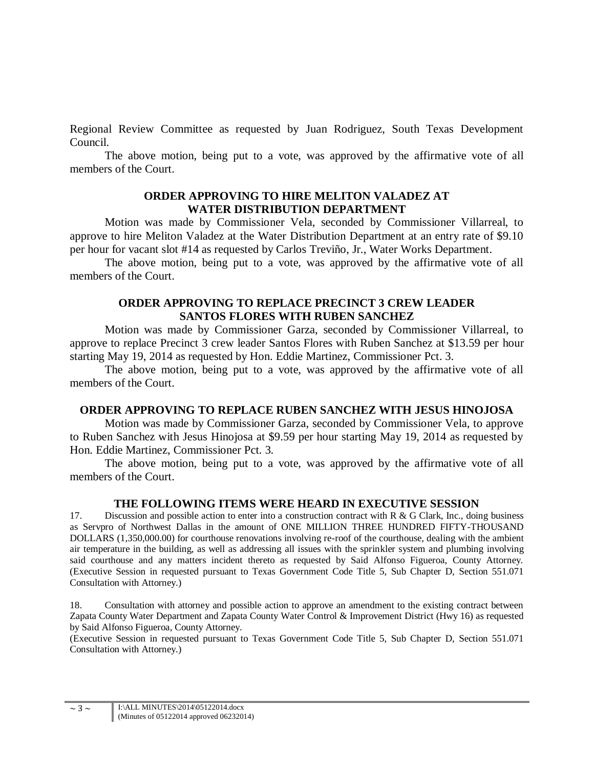Regional Review Committee as requested by Juan Rodriguez, South Texas Development Council.

The above motion, being put to a vote, was approved by the affirmative vote of all members of the Court.

**ORDER APPROVING TO HIRE MELITON VALADEZ AT WATER DISTRIBUTION DEPARTMENT**

Motion was made by Commissioner Vela, seconded by Commissioner Villarreal, to approve to hire Meliton Valadez at the Water Distribution Department at an entry rate of $9.10 per hour for vacant slot #14 as requested by Carlos Treviño, Jr., Water Works Department.

The above motion, being put to a vote, was approved by the affirmative vote of all members of the Court.

**ORDER APPROVING TO REPLACE PRECINCT 3 CREW LEADER SANTOS FLORES WITH RUBEN SANCHEZ**

Motion was made by Commissioner Garza, seconded by Commissioner Villarreal, to approve to replace Precinct 3 crew leader Santos Flores with Ruben Sanchez at $13.59 per hour starting May 19, 2014 as requested by Hon. Eddie Martinez, Commissioner Pct. 3.

The above motion, being put to a vote, was approved by the affirmative vote of all members of the Court.

**ORDER APPROVING TO REPLACE RUBEN SANCHEZ WITH JESUS HINOJOSA**

Motion was made by Commissioner Garza, seconded by Commissioner Vela, to approve to Ruben Sanchez with Jesus Hinojosa at $9.59 per hour starting May 19, 2014 as requested by Hon. Eddie Martinez, Commissioner Pct. 3.

The above motion, being put to a vote, was approved by the affirmative vote of all members of the Court.

**THE FOLLOWING ITEMS WERE HEARD IN EXECUTIVE SESSION**

17. Discussion and possible action to enter into a construction contract with R & G Clark, Inc., doing business as Servpro of Northwest Dallas in the amount of ONE MILLION THREE HUNDRED FIFTY-THOUSAND DOLLARS (1,350,000.00) for courthouse renovations involving re-roof of the courthouse, dealing with the ambient air temperature in the building, as well as addressing all issues with the sprinkler system and plumbing involving said courthouse and any matters incident thereto as requested by Said Alfonso Figueroa, County Attorney. (Executive Session in requested pursuant to Texas Government Code Title 5, Sub Chapter D, Section 551.071 Consultation with Attorney.)

18. Consultation with attorney and possible action to approve an amendment to the existing contract between Zapata County Water Department and Zapata County Water Control & Improvement District (Hwy 16) as requested by Said Alfonso Figueroa, County Attorney.
(Executive Session in requested pursuant to Texas Government Code Title 5, Sub Chapter D, Section 551.071 Consultation with Attorney.)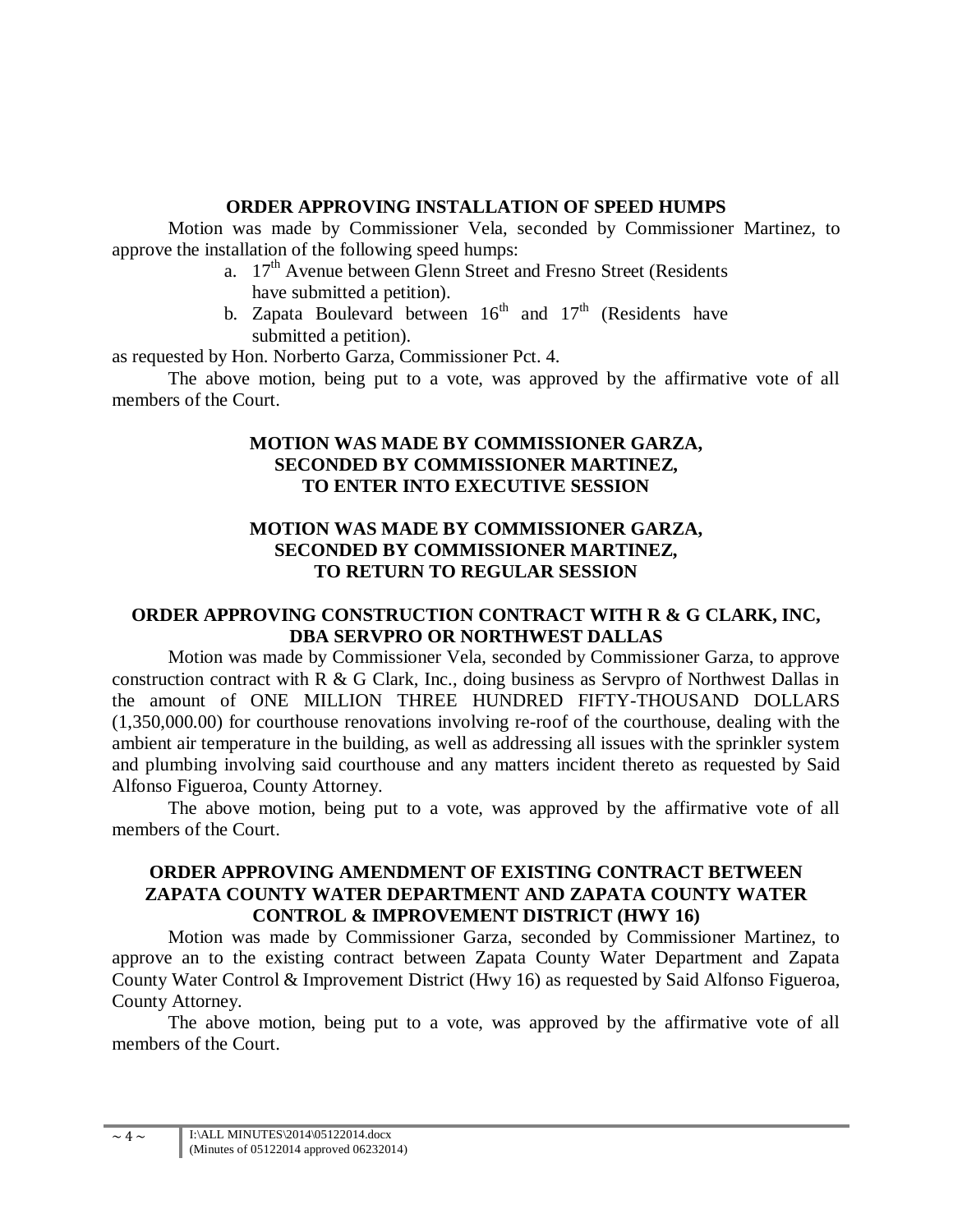**ORDER APPROVING INSTALLATION OF SPEED HUMPS**

Motion was made by Commissioner Vela, seconded by Commissioner Martinez, to approve the installation of the following speed humps:

a. 17th Avenue between Glenn Street and Fresno Street (Residents have submitted a petition).
b. Zapata Boulevard between 16th and 17th (Residents have submitted a petition).

as requested by Hon. Norberto Garza, Commissioner Pct. 4.

The above motion, being put to a vote, was approved by the affirmative vote of all members of the Court.

**MOTION WAS MADE BY COMMISSIONER GARZA, SECONDED BY COMMISSIONER MARTINEZ, TO ENTER INTO EXECUTIVE SESSION**

**MOTION WAS MADE BY COMMISSIONER GARZA, SECONDED BY COMMISSIONER MARTINEZ, TO RETURN TO REGULAR SESSION**

**ORDER APPROVING CONSTRUCTION CONTRACT WITH R & G CLARK, INC, DBA SERVPRO OR NORTHWEST DALLAS**

Motion was made by Commissioner Vela, seconded by Commissioner Garza, to approve construction contract with R & G Clark, Inc., doing business as Servpro of Northwest Dallas in the amount of ONE MILLION THREE HUNDRED FIFTY-THOUSAND DOLLARS (1,350,000.00) for courthouse renovations involving re-roof of the courthouse, dealing with the ambient air temperature in the building, as well as addressing all issues with the sprinkler system and plumbing involving said courthouse and any matters incident thereto as requested by Said Alfonso Figueroa, County Attorney.

The above motion, being put to a vote, was approved by the affirmative vote of all members of the Court.

**ORDER APPROVING AMENDMENT OF EXISTING CONTRACT BETWEEN ZAPATA COUNTY WATER DEPARTMENT AND ZAPATA COUNTY WATER CONTROL & IMPROVEMENT DISTRICT (HWY 16)**

Motion was made by Commissioner Garza, seconded by Commissioner Martinez, to approve an to the existing contract between Zapata County Water Department and Zapata County Water Control & Improvement District (Hwy 16) as requested by Said Alfonso Figueroa, County Attorney.

The above motion, being put to a vote, was approved by the affirmative vote of all members of the Court.

I:\ALL MINUTES\2014\05122014.docx
(Minutes of 05122014 approved 06232014)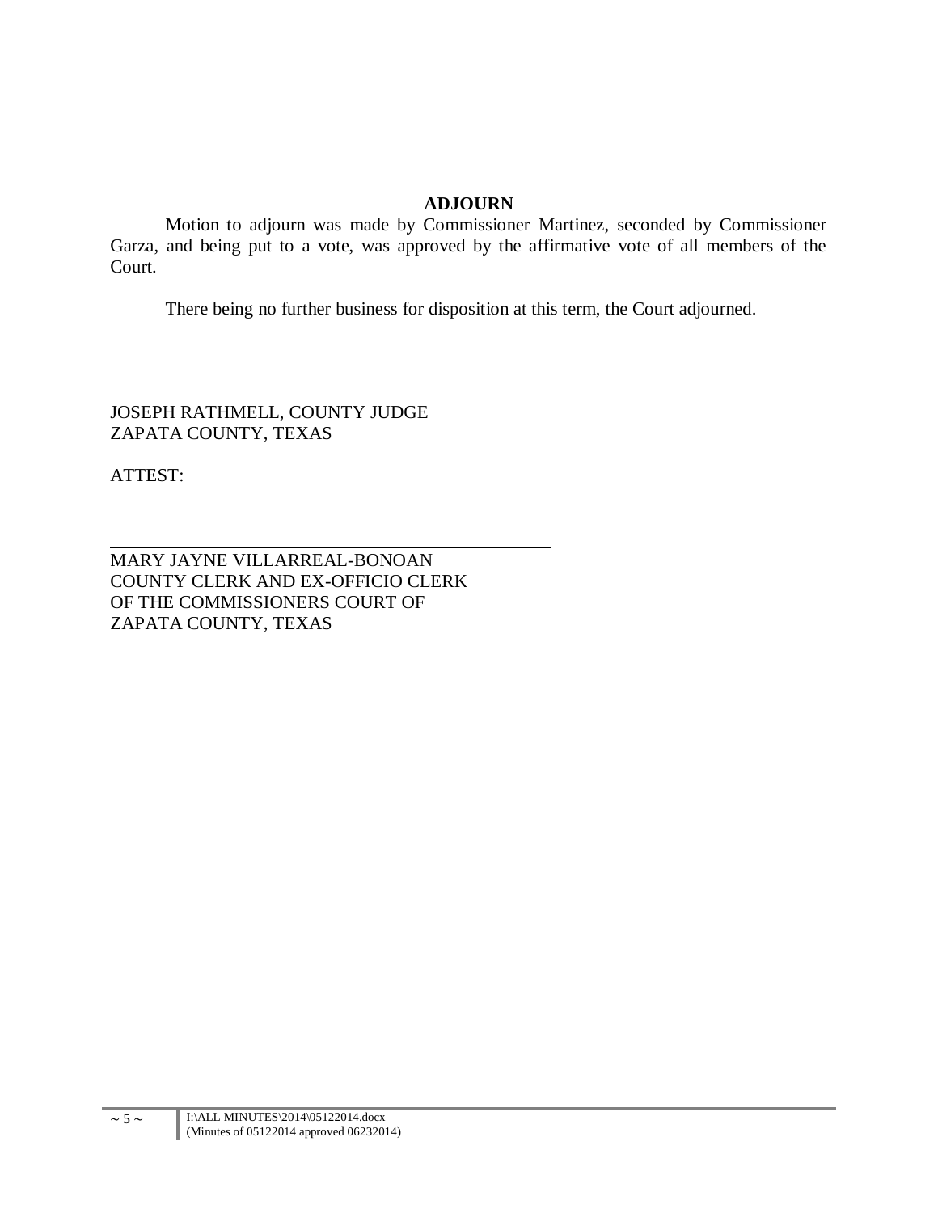**ADJOURN**

Motion to adjourn was made by Commissioner Martinez, seconded by Commissioner Garza, and being put to a vote, was approved by the affirmative vote of all members of the Court.

There being no further business for disposition at this term, the Court adjourned.

\_\_\_\_\_\_\_\_\_\_\_\_\_\_\_\_\_\_\_\_\_\_\_\_\_\_\_\_\_\_\_\_\_\_\_\_\_\_\_\_\_\_\_\_

JOSEPH RATHMELL, COUNTY JUDGE
ZAPATA COUNTY, TEXAS

ATTEST:

\_\_\_\_\_\_\_\_\_\_\_\_\_\_\_\_\_\_\_\_\_\_\_\_\_\_\_\_\_\_\_\_\_\_\_\_\_\_\_\_\_\_\_\_

MARY JAYNE VILLARREAL-BONOAN
COUNTY CLERK AND EX-OFFICIO CLERK
OF THE COMMISSIONERS COURT OF
ZAPATA COUNTY, TEXAS

I:\ALL MINUTES\2014\05122014.docx
(Minutes of 05122014 approved 06232014)